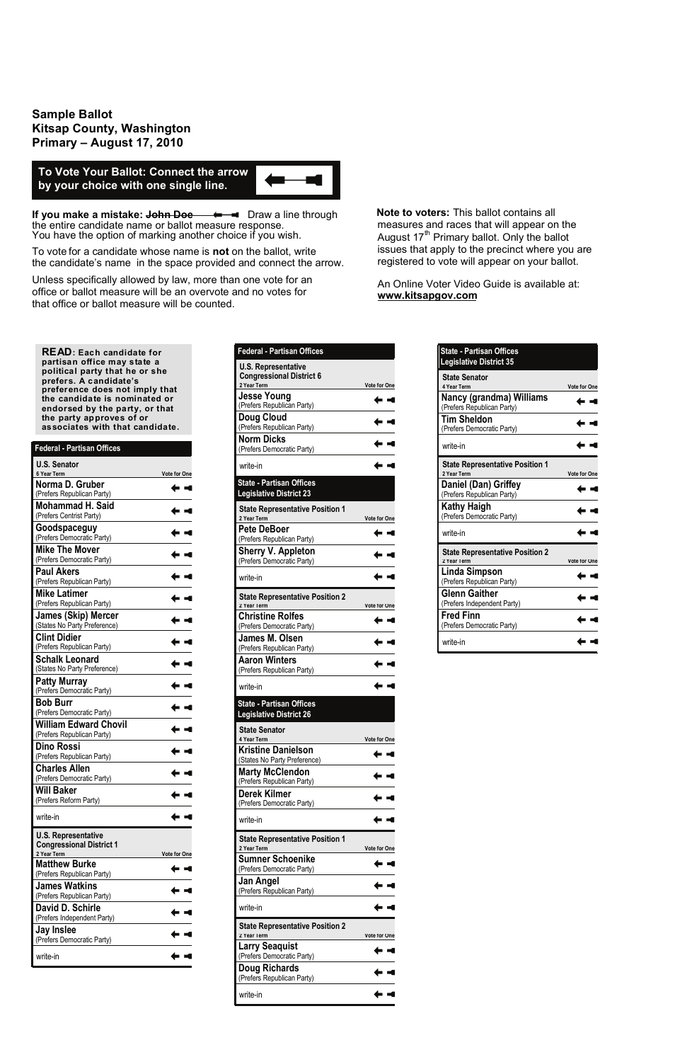# Sample Ballot
# Kitsap County, Washington
# Primary – August 17, 2010

**To Vote Your Ballot: Connect the arrow by your choice with one single line.**

**If you make a mistake:** ~~John Doe~~ Draw a line through the entire candidate name or ballot measure response. You have the option of marking another choice if you wish.

To vote for a candidate whose name is **not** on the ballot, write the candidate's name in the space provided and connect the arrow.

Unless specifically allowed by law, more than one vote for an office or ballot measure will be an overvote and no votes for that office or ballot measure will be counted.

**Note to voters:** This ballot contains all measures and races that will appear on the August 17th Primary ballot. Only the ballot issues that apply to the precinct where you are registered to vote will appear on your ballot.

An Online Voter Video Guide is available at: **www.kitsapgov.com**

**READ: Each candidate for partisan office may state a political party that he or she prefers. A candidate's preference does not imply that the candidate is nominated or endorsed by the party, or that the party approves of or associates with that candidate.**

## Federal - Partisan Offices

### U.S. Senator
6 Year Term — Vote for One

- **Norma D. Gruber** (Prefers Republican Party)
- **Mohammad H. Said** (Prefers Centrist Party)
- **Goodspaceguy** (Prefers Democratic Party)
- **Mike The Mover** (Prefers Democratic Party)
- **Paul Akers** (Prefers Republican Party)
- **Mike Latimer** (Prefers Republican Party)
- **James (Skip) Mercer** (States No Party Preference)
- **Clint Didier** (Prefers Republican Party)
- **Schalk Leonard** (States No Party Preference)
- **Patty Murray** (Prefers Democratic Party)
- **Bob Burr** (Prefers Democratic Party)
- **William Edward Chovil** (Prefers Republican Party)
- **Dino Rossi** (Prefers Republican Party)
- **Charles Allen** (Prefers Democratic Party)
- **Will Baker** (Prefers Reform Party)
- write-in

### U.S. Representative Congressional District 1
2 Year Term — Vote for One

- **Matthew Burke** (Prefers Republican Party)
- **James Watkins** (Prefers Republican Party)
- **David D. Schirle** (Prefers Independent Party)
- **Jay Inslee** (Prefers Democratic Party)
- write-in

## Federal - Partisan Offices

### U.S. Representative Congressional District 6
2 Year Term — Vote for One

- **Jesse Young** (Prefers Republican Party)
- **Doug Cloud** (Prefers Republican Party)
- **Norm Dicks** (Prefers Democratic Party)
- write-in

## State - Partisan Offices Legislative District 23

### State Representative Position 1
2 Year Term — Vote for One

- **Pete DeBoer** (Prefers Republican Party)
- **Sherry V. Appleton** (Prefers Democratic Party)
- write-in

### State Representative Position 2
2 Year Term — Vote for One

- **Christine Rolfes** (Prefers Democratic Party)
- **James M. Olsen** (Prefers Republican Party)
- **Aaron Winters** (Prefers Republican Party)
- write-in

## State - Partisan Offices Legislative District 26

### State Senator
4 Year Term — Vote for One

- **Kristine Danielson** (States No Party Preference)
- **Marty McClendon** (Prefers Republican Party)
- **Derek Kilmer** (Prefers Democratic Party)
- write-in

### State Representative Position 1
2 Year Term — Vote for One

- **Sumner Schoenike** (Prefers Democratic Party)
- **Jan Angel** (Prefers Republican Party)
- write-in

### State Representative Position 2
2 Year Term — Vote for One

- **Larry Seaquist** (Prefers Democratic Party)
- **Doug Richards** (Prefers Republican Party)
- write-in

## State - Partisan Offices Legislative District 35

### State Senator
4 Year Term — Vote for One

- **Nancy (grandma) Williams** (Prefers Republican Party)
- **Tim Sheldon** (Prefers Democratic Party)
- write-in

### State Representative Position 1
2 Year Term — Vote for One

- **Daniel (Dan) Griffey** (Prefers Republican Party)
- **Kathy Haigh** (Prefers Democratic Party)
- write-in

### State Representative Position 2
2 Year Term — Vote for One

- **Linda Simpson** (Prefers Republican Party)
- **Glenn Gaither** (Prefers Independent Party)
- **Fred Finn** (Prefers Democratic Party)
- write-in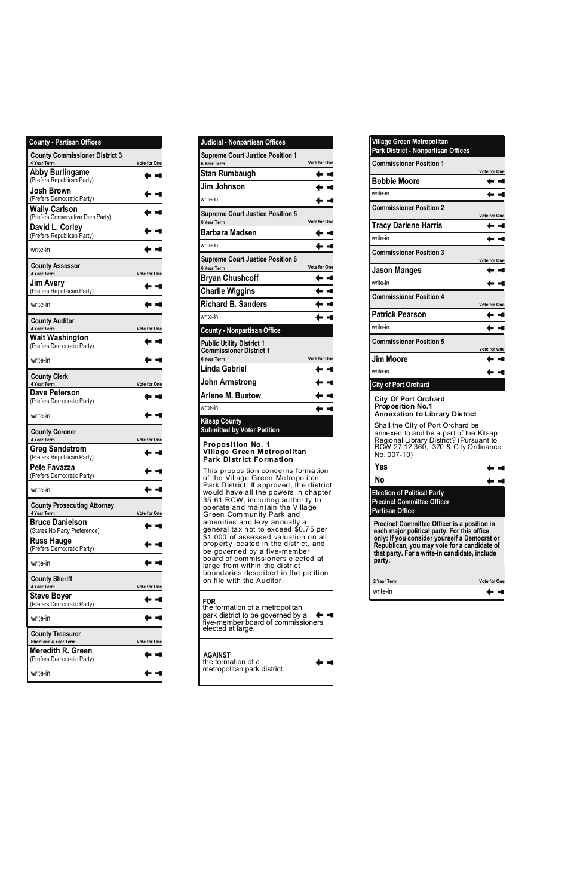## County - Partisan Offices

**County Commissioner District 3**
4 Year Term — Vote for One

- **Abby Burlingame** (Prefers Republican Party)
- **Josh Brown** (Prefers Democratic Party)
- **Wally Carlson** (Prefers Conservative Dem Party)
- **David L. Corley** (Prefers Republican Party)
- write-in

**County Assessor**
4 Year Term — Vote for One

- **Jim Avery** (Prefers Republican Party)
- write-in

**County Auditor**
4 Year Term — Vote for One

- **Walt Washington** (Prefers Democratic Party)
- write-in

**County Clerk**
4 Year Term — Vote for One

- **Dave Peterson** (Prefers Democratic Party)
- write-in

**County Coroner**
4 Year Term — Vote for One

- **Greg Sandstrom** (Prefers Republican Party)
- **Pete Favazza** (Prefers Democratic Party)
- write-in

**County Prosecuting Attorney**
4 Year Term — Vote for One

- **Bruce Danielson** (States No Party Preference)
- **Russ Hauge** (Prefers Democratic Party)
- write-in

**County Sheriff**
4 Year Term — Vote for One

- **Steve Boyer** (Prefers Democratic Party)
- write-in

**County Treasurer**
Short and 4 Year Term — Vote for One

- **Meredith R. Green** (Prefers Democratic Party)
- write-in

## Judicial - Nonpartisan Offices

**Supreme Court Justice Position 1**
6 Year Term — Vote for One

- **Stan Rumbaugh**
- **Jim Johnson**
- write-in

**Supreme Court Justice Position 5**
6 Year Term — Vote for One

- **Barbara Madsen**
- write-in

**Supreme Court Justice Position 6**
6 Year Term — Vote for One

- **Bryan Chushcoff**
- **Charlie Wiggins**
- **Richard B. Sanders**
- write-in

## County - Nonpartisan Office

**Public Utility District 1 Commissioner District 1**
6 Year Term — Vote for One

- **Linda Gabriel**
- **John Armstrong**
- **Arlene M. Buetow**
- write-in

## Kitsap County Submitted by Voter Petition

**Proposition No. 1**
**Village Green Metropolitan Park District Formation**

This proposition concerns formation of the Village Green Metropolitan Park District. If approved, the district would have all the powers in chapter 35.61 RCW, including authority to operate and maintain the Village Green Community Park and amenities and levy annually a general tax not to exceed $0.75 per $1,000 of assessed valuation on all property located in the district, and be governed by a five-member board of commissioners elected at large from within the district boundaries described in the petition on file with the Auditor.

- **FOR** the formation of a metropolitan park district to be governed by a five-member board of commissioners elected at large.
- **AGAINST** the formation of a metropolitan park district.

## Village Green Metropolitan Park District - Nonpartisan Offices

**Commissioner Position 1** — Vote for One

- **Bobbie Moore**
- write-in

**Commissioner Position 2** — Vote for One

- **Tracy Darlene Harris**
- write-in

**Commissioner Position 3** — Vote for One

- **Jason Manges**
- write-in

**Commissioner Position 4** — Vote for One

- **Patrick Pearson**
- write-in

**Commissioner Position 5** — Vote for One

- **Jim Moore**
- write-in

## City of Port Orchard

**City Of Port Orchard**
**Proposition No.1**
**Annexation to Library District**

Shall the City of Port Orchard be annexed to and be a part of the Kitsap Regional Library District? (Pursuant to RCW 27.12.360, .370 & City Ordinance No. 007-10)

- **Yes**
- **No**

## Election of Political Party Precinct Committee Officer Partisan Office

**Precinct Committee Officer is a position in each major political party. For this office only: If you consider yourself a Democrat or Republican, you may vote for a candidate of that party. For a write-in candidate, include party.**

2 Year Term — Vote for One

- write-in